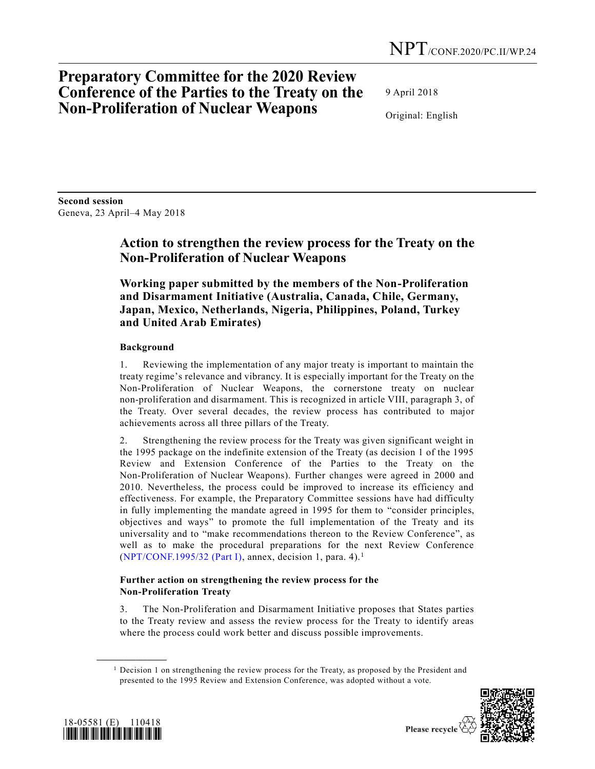NPT/CONF.2020/PC.II/WP.24

# Preparatory Committee for the 2020 Review Conference of the Parties to the Treaty on the Non-Proliferation of Nuclear Weapons

9 April 2018

Original: English

**Second session**
Geneva, 23 April–4 May 2018

## Action to strengthen the review process for the Treaty on the Non-Proliferation of Nuclear Weapons

### Working paper submitted by the members of the Non-Proliferation and Disarmament Initiative (Australia, Canada, Chile, Germany, Japan, Mexico, Netherlands, Nigeria, Philippines, Poland, Turkey and United Arab Emirates)

#### Background

1. Reviewing the implementation of any major treaty is important to maintain the treaty regime's relevance and vibrancy. It is especially important for the Treaty on the Non-Proliferation of Nuclear Weapons, the cornerstone treaty on nuclear non-proliferation and disarmament. This is recognized in article VIII, paragraph 3, of the Treaty. Over several decades, the review process has contributed to major achievements across all three pillars of the Treaty.

2. Strengthening the review process for the Treaty was given significant weight in the 1995 package on the indefinite extension of the Treaty (as decision 1 of the 1995 Review and Extension Conference of the Parties to the Treaty on the Non-Proliferation of Nuclear Weapons). Further changes were agreed in 2000 and 2010. Nevertheless, the process could be improved to increase its efficiency and effectiveness. For example, the Preparatory Committee sessions have had difficulty in fully implementing the mandate agreed in 1995 for them to "consider principles, objectives and ways" to promote the full implementation of the Treaty and its universality and to "make recommendations thereon to the Review Conference", as well as to make the procedural preparations for the next Review Conference (NPT/CONF.1995/32 (Part I), annex, decision 1, para. 4).[1]

#### Further action on strengthening the review process for the Non-Proliferation Treaty

3. The Non-Proliferation and Disarmament Initiative proposes that States parties to the Treaty review and assess the review process for the Treaty to identify areas where the process could work better and discuss possible improvements.

[1] Decision 1 on strengthening the review process for the Treaty, as proposed by the President and presented to the 1995 Review and Extension Conference, was adopted without a vote.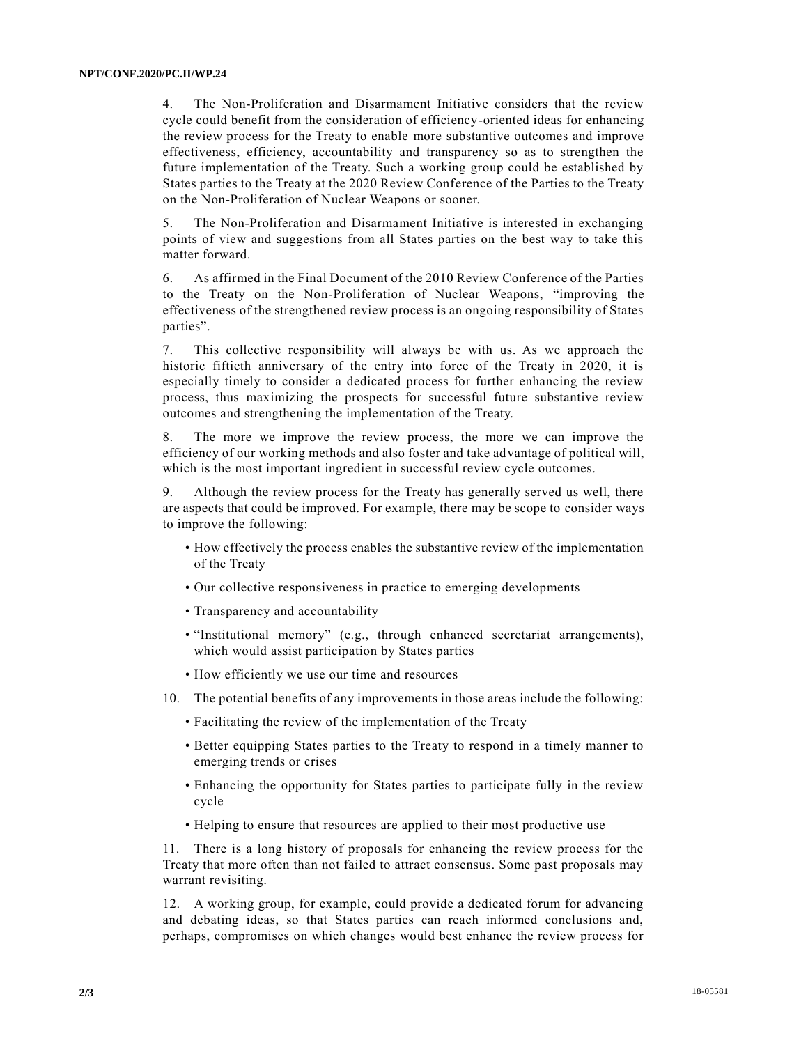4. The Non-Proliferation and Disarmament Initiative considers that the review cycle could benefit from the consideration of efficiency-oriented ideas for enhancing the review process for the Treaty to enable more substantive outcomes and improve effectiveness, efficiency, accountability and transparency so as to strengthen the future implementation of the Treaty. Such a working group could be established by States parties to the Treaty at the 2020 Review Conference of the Parties to the Treaty on the Non-Proliferation of Nuclear Weapons or sooner.

5. The Non-Proliferation and Disarmament Initiative is interested in exchanging points of view and suggestions from all States parties on the best way to take this matter forward.

6. As affirmed in the Final Document of the 2010 Review Conference of the Parties to the Treaty on the Non-Proliferation of Nuclear Weapons, "improving the effectiveness of the strengthened review process is an ongoing responsibility of States parties".

7. This collective responsibility will always be with us. As we approach the historic fiftieth anniversary of the entry into force of the Treaty in 2020, it is especially timely to consider a dedicated process for further enhancing the review process, thus maximizing the prospects for successful future substantive review outcomes and strengthening the implementation of the Treaty.

8. The more we improve the review process, the more we can improve the efficiency of our working methods and also foster and take advantage of political will, which is the most important ingredient in successful review cycle outcomes.

9. Although the review process for the Treaty has generally served us well, there are aspects that could be improved. For example, there may be scope to consider ways to improve the following:

- How effectively the process enables the substantive review of the implementation of the Treaty
- Our collective responsiveness in practice to emerging developments
- Transparency and accountability
- "Institutional memory" (e.g., through enhanced secretariat arrangements), which would assist participation by States parties
- How efficiently we use our time and resources

10. The potential benefits of any improvements in those areas include the following:

- Facilitating the review of the implementation of the Treaty
- Better equipping States parties to the Treaty to respond in a timely manner to emerging trends or crises
- Enhancing the opportunity for States parties to participate fully in the review cycle
- Helping to ensure that resources are applied to their most productive use

11. There is a long history of proposals for enhancing the review process for the Treaty that more often than not failed to attract consensus. Some past proposals may warrant revisiting.

12. A working group, for example, could provide a dedicated forum for advancing and debating ideas, so that States parties can reach informed conclusions and, perhaps, compromises on which changes would best enhance the review process for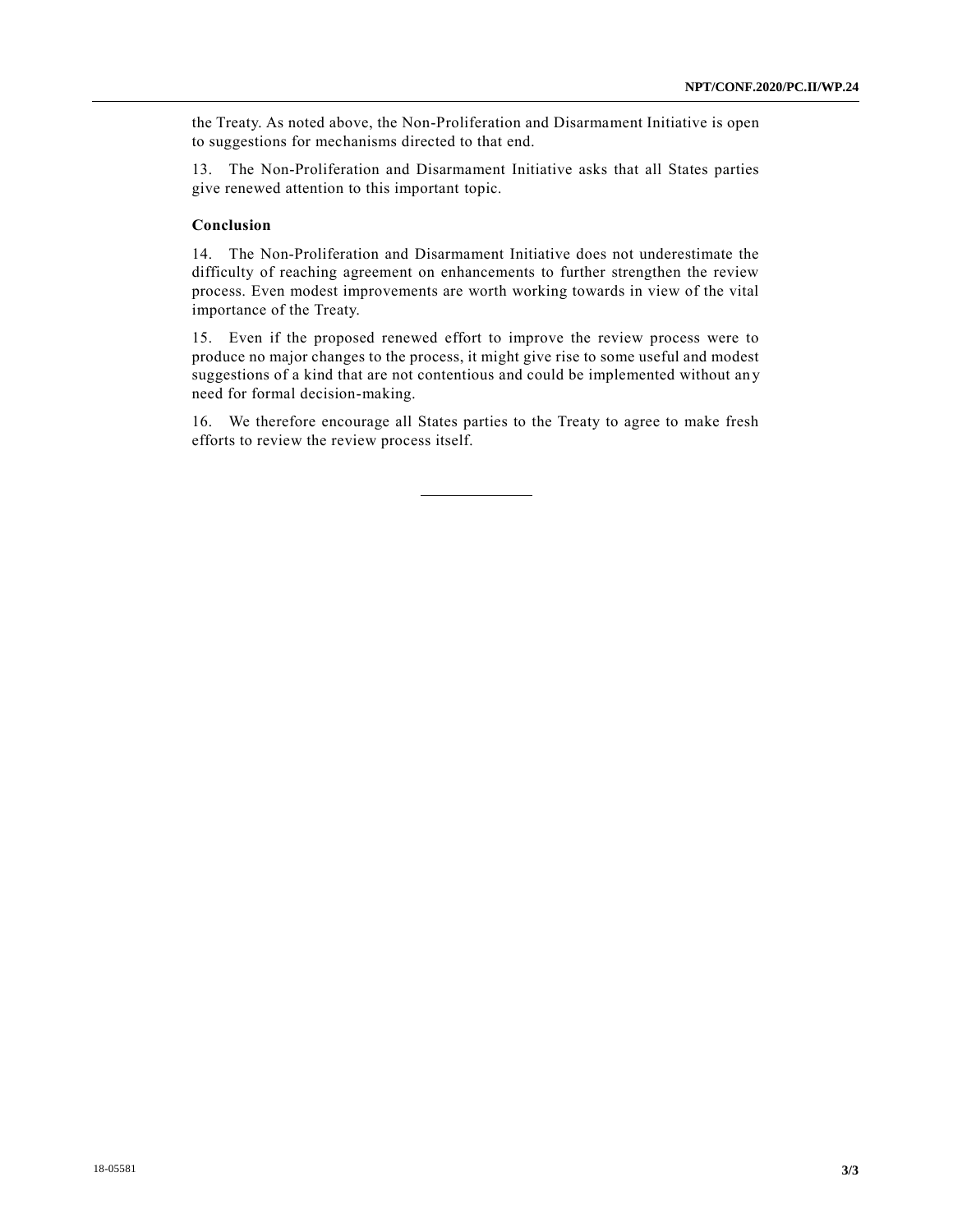the Treaty. As noted above, the Non-Proliferation and Disarmament Initiative is open to suggestions for mechanisms directed to that end.

13. The Non-Proliferation and Disarmament Initiative asks that all States parties give renewed attention to this important topic.

### Conclusion

14. The Non-Proliferation and Disarmament Initiative does not underestimate the difficulty of reaching agreement on enhancements to further strengthen the review process. Even modest improvements are worth working towards in view of the vital importance of the Treaty.

15. Even if the proposed renewed effort to improve the review process were to produce no major changes to the process, it might give rise to some useful and modest suggestions of a kind that are not contentious and could be implemented without any need for formal decision-making.

16. We therefore encourage all States parties to the Treaty to agree to make fresh efforts to review the review process itself.